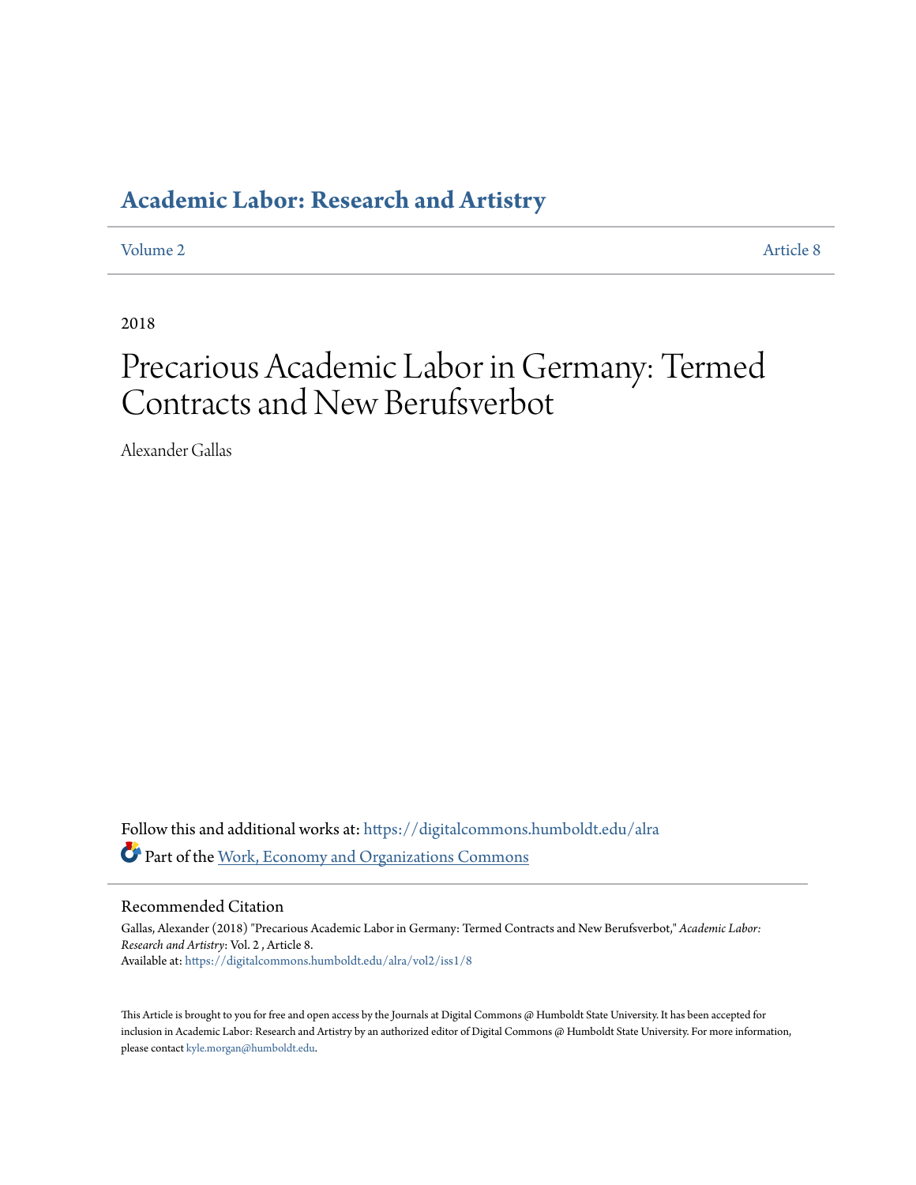# Academic Labor: Research and Artistry

Volume 2 Article 8

2018

# Precarious Academic Labor in Germany: Termed Contracts and New Berufsverbot

Alexander Gallas

Follow this and additional works at: https://digitalcommons.humboldt.edu/alra

Part of the Work, Economy and Organizations Commons

## Recommended Citation

Gallas, Alexander (2018) "Precarious Academic Labor in Germany: Termed Contracts and New Berufsverbot," *Academic Labor: Research and Artistry*: Vol. 2 , Article 8.
Available at: https://digitalcommons.humboldt.edu/alra/vol2/iss1/8

This Article is brought to you for free and open access by the Journals at Digital Commons @ Humboldt State University. It has been accepted for inclusion in Academic Labor: Research and Artistry by an authorized editor of Digital Commons @ Humboldt State University. For more information, please contact kyle.morgan@humboldt.edu.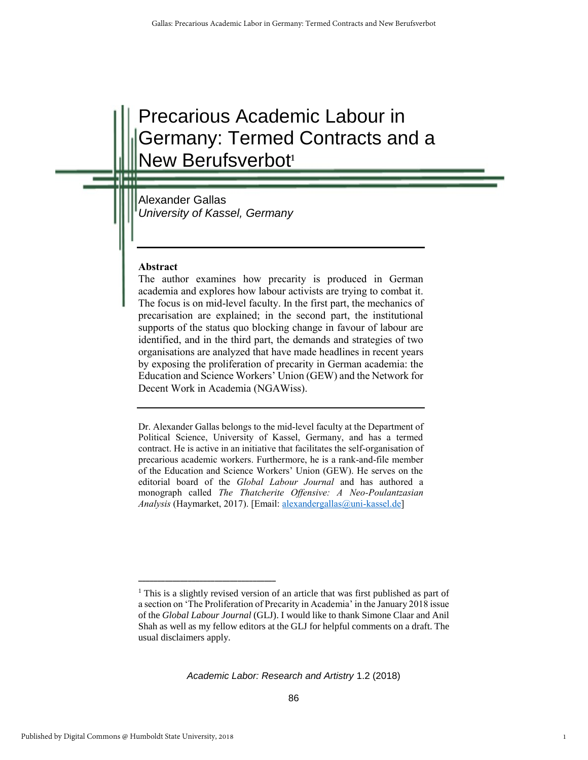# Precarious Academic Labour in Germany: Termed Contracts and a New Berufsverbot[1]

Alexander Gallas
*University of Kassel, Germany*

---

**Abstract**

The author examines how precarity is produced in German academia and explores how labour activists are trying to combat it. The focus is on mid-level faculty. In the first part, the mechanics of precarisation are explained; in the second part, the institutional supports of the status quo blocking change in favour of labour are identified, and in the third part, the demands and strategies of two organisations are analyzed that have made headlines in recent years by exposing the proliferation of precarity in German academia: the Education and Science Workers' Union (GEW) and the Network for Decent Work in Academia (NGAWiss).

---

Dr. Alexander Gallas belongs to the mid-level faculty at the Department of Political Science, University of Kassel, Germany, and has a termed contract. He is active in an initiative that facilitates the self-organisation of precarious academic workers. Furthermore, he is a rank-and-file member of the Education and Science Workers' Union (GEW). He serves on the editorial board of the *Global Labour Journal* and has authored a monograph called *The Thatcherite Offensive: A Neo-Poulantzasian Analysis* (Haymarket, 2017). [Email: alexandergallas@uni-kassel.de]

---

[1] This is a slightly revised version of an article that was first published as part of a section on 'The Proliferation of Precarity in Academia' in the January 2018 issue of the *Global Labour Journal* (GLJ). I would like to thank Simone Claar and Anil Shah as well as my fellow editors at the GLJ for helpful comments on a draft. The usual disclaimers apply.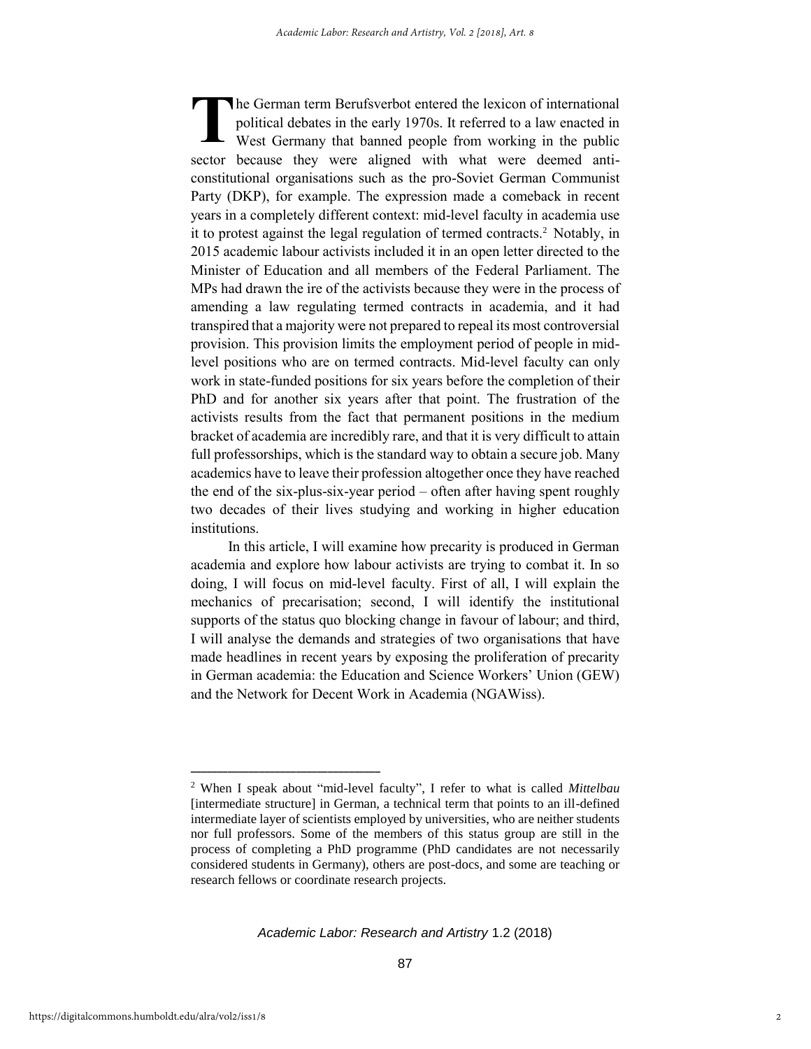The German term Berufsverbot entered the lexicon of international political debates in the early 1970s. It referred to a law enacted in West Germany that banned people from working in the public sector because they were aligned with what were deemed anti-constitutional organisations such as the pro-Soviet German Communist Party (DKP), for example. The expression made a comeback in recent years in a completely different context: mid-level faculty in academia use it to protest against the legal regulation of termed contracts.[2] Notably, in 2015 academic labour activists included it in an open letter directed to the Minister of Education and all members of the Federal Parliament. The MPs had drawn the ire of the activists because they were in the process of amending a law regulating termed contracts in academia, and it had transpired that a majority were not prepared to repeal its most controversial provision. This provision limits the employment period of people in mid-level positions who are on termed contracts. Mid-level faculty can only work in state-funded positions for six years before the completion of their PhD and for another six years after that point. The frustration of the activists results from the fact that permanent positions in the medium bracket of academia are incredibly rare, and that it is very difficult to attain full professorships, which is the standard way to obtain a secure job. Many academics have to leave their profession altogether once they have reached the end of the six-plus-six-year period – often after having spent roughly two decades of their lives studying and working in higher education institutions.

In this article, I will examine how precarity is produced in German academia and explore how labour activists are trying to combat it. In so doing, I will focus on mid-level faculty. First of all, I will explain the mechanics of precarisation; second, I will identify the institutional supports of the status quo blocking change in favour of labour; and third, I will analyse the demands and strategies of two organisations that have made headlines in recent years by exposing the proliferation of precarity in German academia: the Education and Science Workers' Union (GEW) and the Network for Decent Work in Academia (NGAWiss).

---

[2] When I speak about "mid-level faculty", I refer to what is called *Mittelbau* [intermediate structure] in German, a technical term that points to an ill-defined intermediate layer of scientists employed by universities, who are neither students nor full professors. Some of the members of this status group are still in the process of completing a PhD programme (PhD candidates are not necessarily considered students in Germany), others are post-docs, and some are teaching or research fellows or coordinate research projects.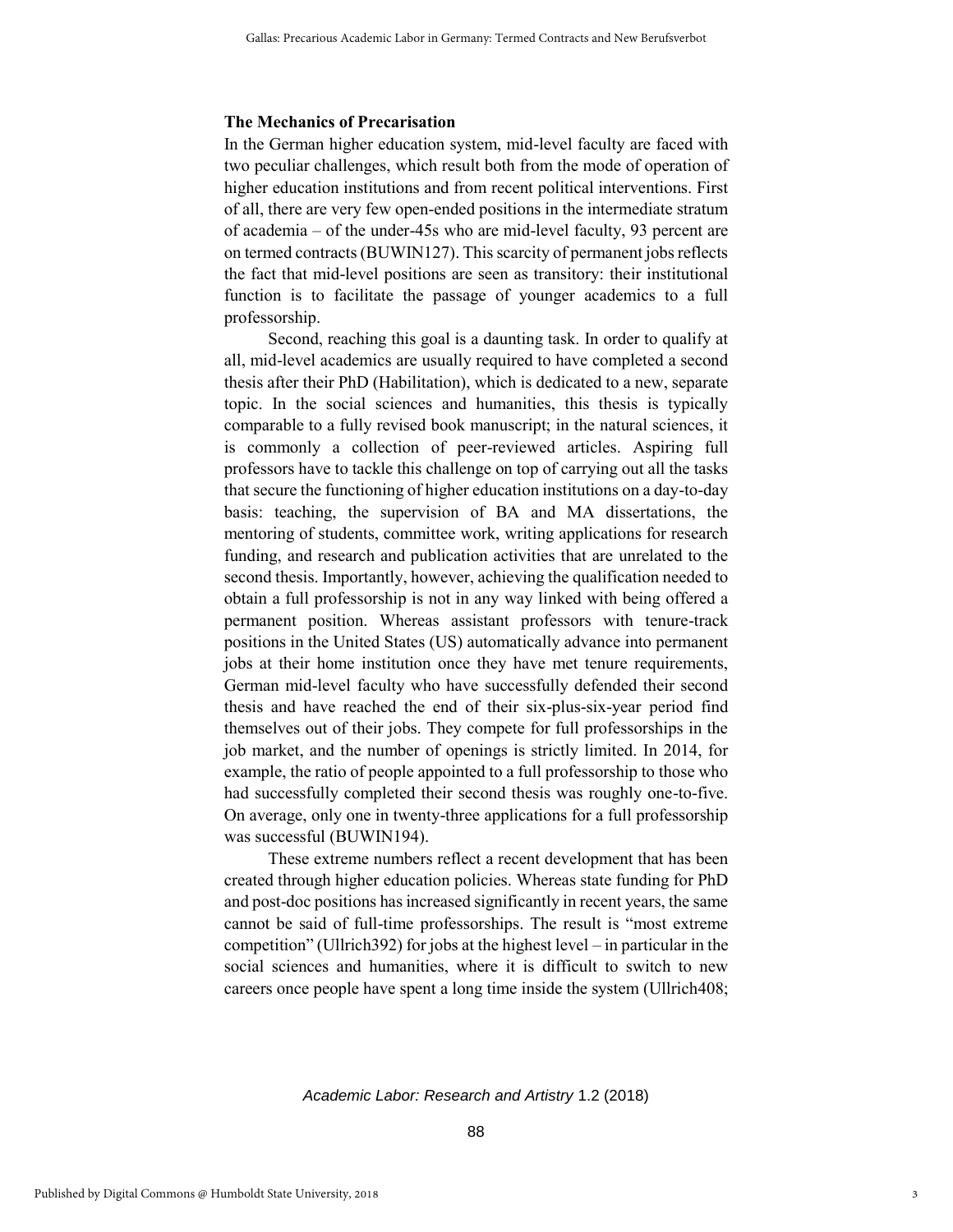**The Mechanics of Precarisation**

In the German higher education system, mid-level faculty are faced with two peculiar challenges, which result both from the mode of operation of higher education institutions and from recent political interventions. First of all, there are very few open-ended positions in the intermediate stratum of academia – of the under-45s who are mid-level faculty, 93 percent are on termed contracts (BUWIN127). This scarcity of permanent jobs reflects the fact that mid-level positions are seen as transitory: their institutional function is to facilitate the passage of younger academics to a full professorship.

Second, reaching this goal is a daunting task. In order to qualify at all, mid-level academics are usually required to have completed a second thesis after their PhD (Habilitation), which is dedicated to a new, separate topic. In the social sciences and humanities, this thesis is typically comparable to a fully revised book manuscript; in the natural sciences, it is commonly a collection of peer-reviewed articles. Aspiring full professors have to tackle this challenge on top of carrying out all the tasks that secure the functioning of higher education institutions on a day-to-day basis: teaching, the supervision of BA and MA dissertations, the mentoring of students, committee work, writing applications for research funding, and research and publication activities that are unrelated to the second thesis. Importantly, however, achieving the qualification needed to obtain a full professorship is not in any way linked with being offered a permanent position. Whereas assistant professors with tenure-track positions in the United States (US) automatically advance into permanent jobs at their home institution once they have met tenure requirements, German mid-level faculty who have successfully defended their second thesis and have reached the end of their six-plus-six-year period find themselves out of their jobs. They compete for full professorships in the job market, and the number of openings is strictly limited. In 2014, for example, the ratio of people appointed to a full professorship to those who had successfully completed their second thesis was roughly one-to-five. On average, only one in twenty-three applications for a full professorship was successful (BUWIN194).

These extreme numbers reflect a recent development that has been created through higher education policies. Whereas state funding for PhD and post-doc positions has increased significantly in recent years, the same cannot be said of full-time professorships. The result is "most extreme competition" (Ullrich392) for jobs at the highest level – in particular in the social sciences and humanities, where it is difficult to switch to new careers once people have spent a long time inside the system (Ullrich408;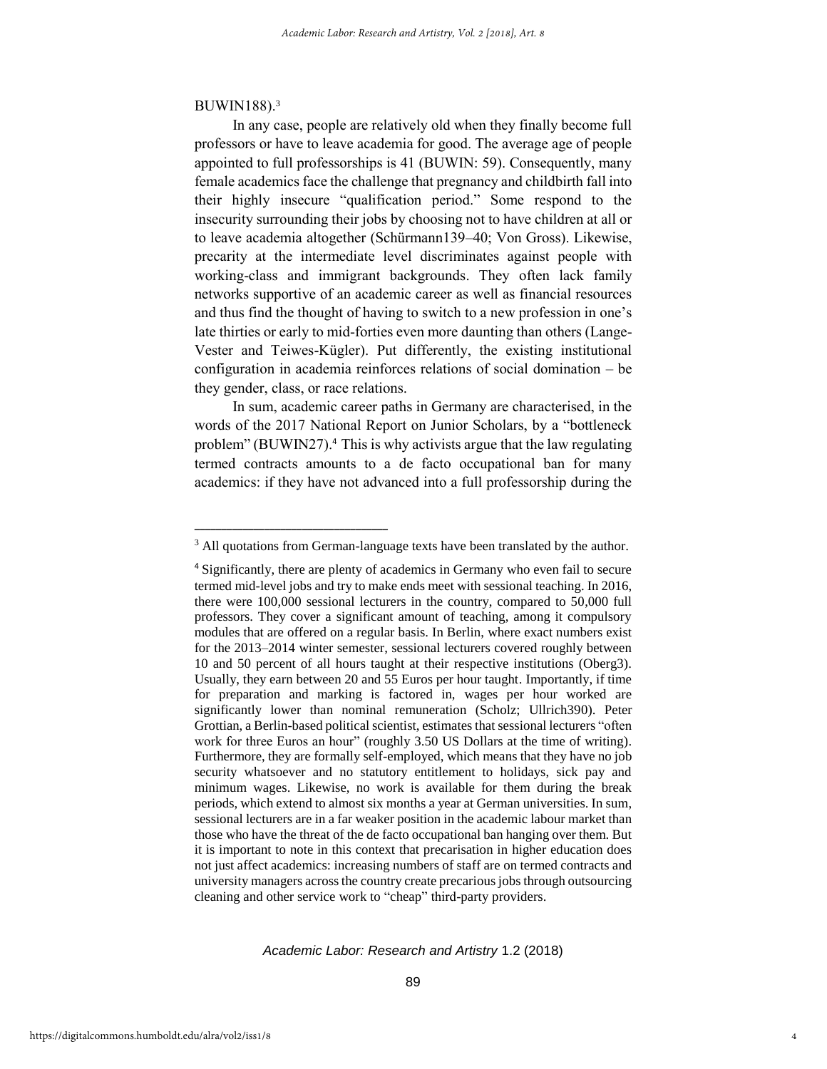BUWIN188).[3]

In any case, people are relatively old when they finally become full professors or have to leave academia for good. The average age of people appointed to full professorships is 41 (BUWIN: 59). Consequently, many female academics face the challenge that pregnancy and childbirth fall into their highly insecure "qualification period." Some respond to the insecurity surrounding their jobs by choosing not to have children at all or to leave academia altogether (Schürmann139–40; Von Gross). Likewise, precarity at the intermediate level discriminates against people with working-class and immigrant backgrounds. They often lack family networks supportive of an academic career as well as financial resources and thus find the thought of having to switch to a new profession in one's late thirties or early to mid-forties even more daunting than others (Lange-Vester and Teiwes-Kügler). Put differently, the existing institutional configuration in academia reinforces relations of social domination – be they gender, class, or race relations.

In sum, academic career paths in Germany are characterised, in the words of the 2017 National Report on Junior Scholars, by a "bottleneck problem" (BUWIN27).[4] This is why activists argue that the law regulating termed contracts amounts to a de facto occupational ban for many academics: if they have not advanced into a full professorship during the

---

[3] All quotations from German-language texts have been translated by the author.

[4] Significantly, there are plenty of academics in Germany who even fail to secure termed mid-level jobs and try to make ends meet with sessional teaching. In 2016, there were 100,000 sessional lecturers in the country, compared to 50,000 full professors. They cover a significant amount of teaching, among it compulsory modules that are offered on a regular basis. In Berlin, where exact numbers exist for the 2013–2014 winter semester, sessional lecturers covered roughly between 10 and 50 percent of all hours taught at their respective institutions (Oberg3). Usually, they earn between 20 and 55 Euros per hour taught. Importantly, if time for preparation and marking is factored in, wages per hour worked are significantly lower than nominal remuneration (Scholz; Ullrich390). Peter Grottian, a Berlin-based political scientist, estimates that sessional lecturers "often work for three Euros an hour" (roughly 3.50 US Dollars at the time of writing). Furthermore, they are formally self-employed, which means that they have no job security whatsoever and no statutory entitlement to holidays, sick pay and minimum wages. Likewise, no work is available for them during the break periods, which extend to almost six months a year at German universities. In sum, sessional lecturers are in a far weaker position in the academic labour market than those who have the threat of the de facto occupational ban hanging over them. But it is important to note in this context that precarisation in higher education does not just affect academics: increasing numbers of staff are on termed contracts and university managers across the country create precarious jobs through outsourcing cleaning and other service work to "cheap" third-party providers.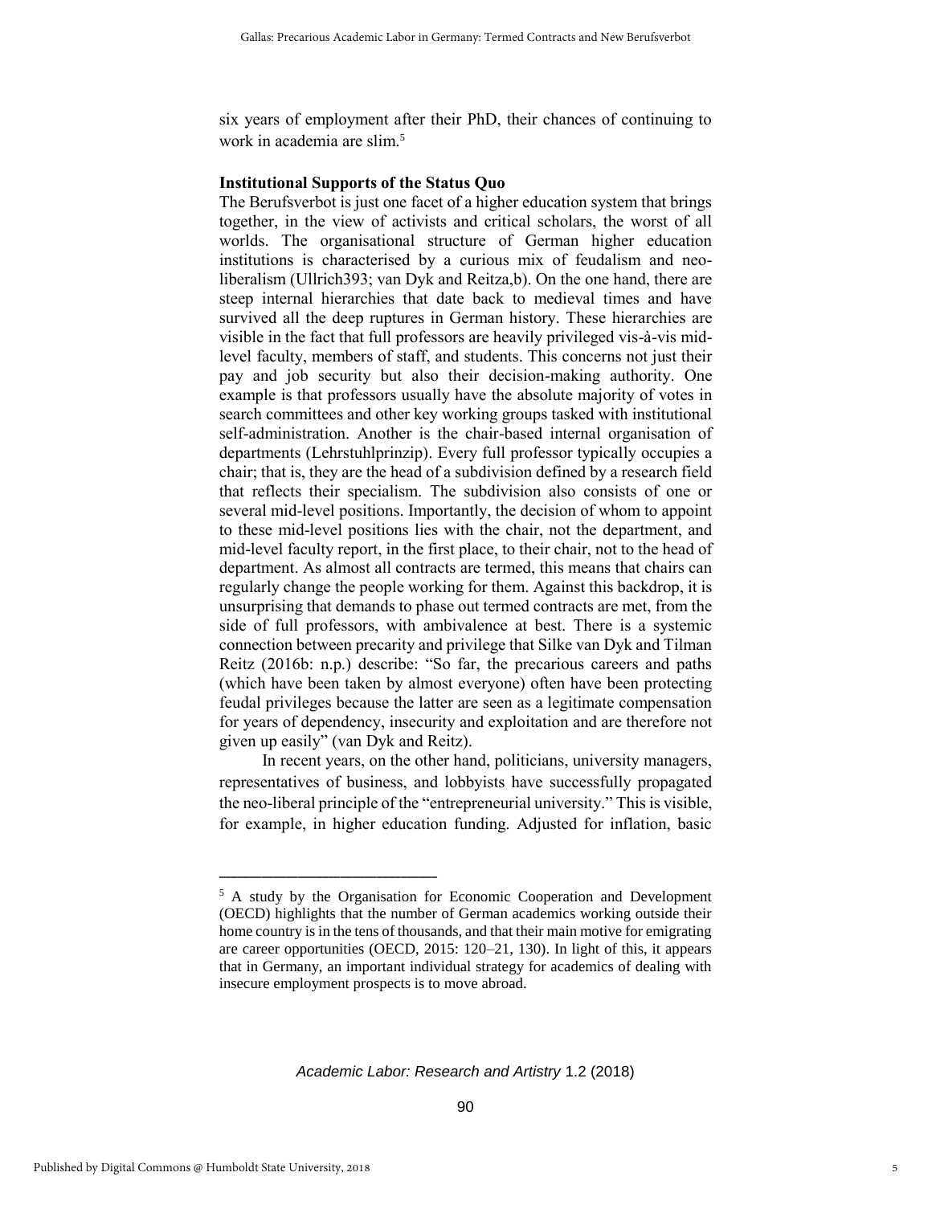six years of employment after their PhD, their chances of continuing to work in academia are slim.[5]

**Institutional Supports of the Status Quo**

The Berufsverbot is just one facet of a higher education system that brings together, in the view of activists and critical scholars, the worst of all worlds. The organisational structure of German higher education institutions is characterised by a curious mix of feudalism and neo-liberalism (Ullrich393; van Dyk and Reitza,b). On the one hand, there are steep internal hierarchies that date back to medieval times and have survived all the deep ruptures in German history. These hierarchies are visible in the fact that full professors are heavily privileged vis-à-vis mid-level faculty, members of staff, and students. This concerns not just their pay and job security but also their decision-making authority. One example is that professors usually have the absolute majority of votes in search committees and other key working groups tasked with institutional self-administration. Another is the chair-based internal organisation of departments (Lehrstuhlprinzip). Every full professor typically occupies a chair; that is, they are the head of a subdivision defined by a research field that reflects their specialism. The subdivision also consists of one or several mid-level positions. Importantly, the decision of whom to appoint to these mid-level positions lies with the chair, not the department, and mid-level faculty report, in the first place, to their chair, not to the head of department. As almost all contracts are termed, this means that chairs can regularly change the people working for them. Against this backdrop, it is unsurprising that demands to phase out termed contracts are met, from the side of full professors, with ambivalence at best. There is a systemic connection between precarity and privilege that Silke van Dyk and Tilman Reitz (2016b: n.p.) describe: "So far, the precarious careers and paths (which have been taken by almost everyone) often have been protecting feudal privileges because the latter are seen as a legitimate compensation for years of dependency, insecurity and exploitation and are therefore not given up easily" (van Dyk and Reitz).

In recent years, on the other hand, politicians, university managers, representatives of business, and lobbyists have successfully propagated the neo-liberal principle of the "entrepreneurial university." This is visible, for example, in higher education funding. Adjusted for inflation, basic

---

[5] A study by the Organisation for Economic Cooperation and Development (OECD) highlights that the number of German academics working outside their home country is in the tens of thousands, and that their main motive for emigrating are career opportunities (OECD, 2015: 120–21, 130). In light of this, it appears that in Germany, an important individual strategy for academics of dealing with insecure employment prospects is to move abroad.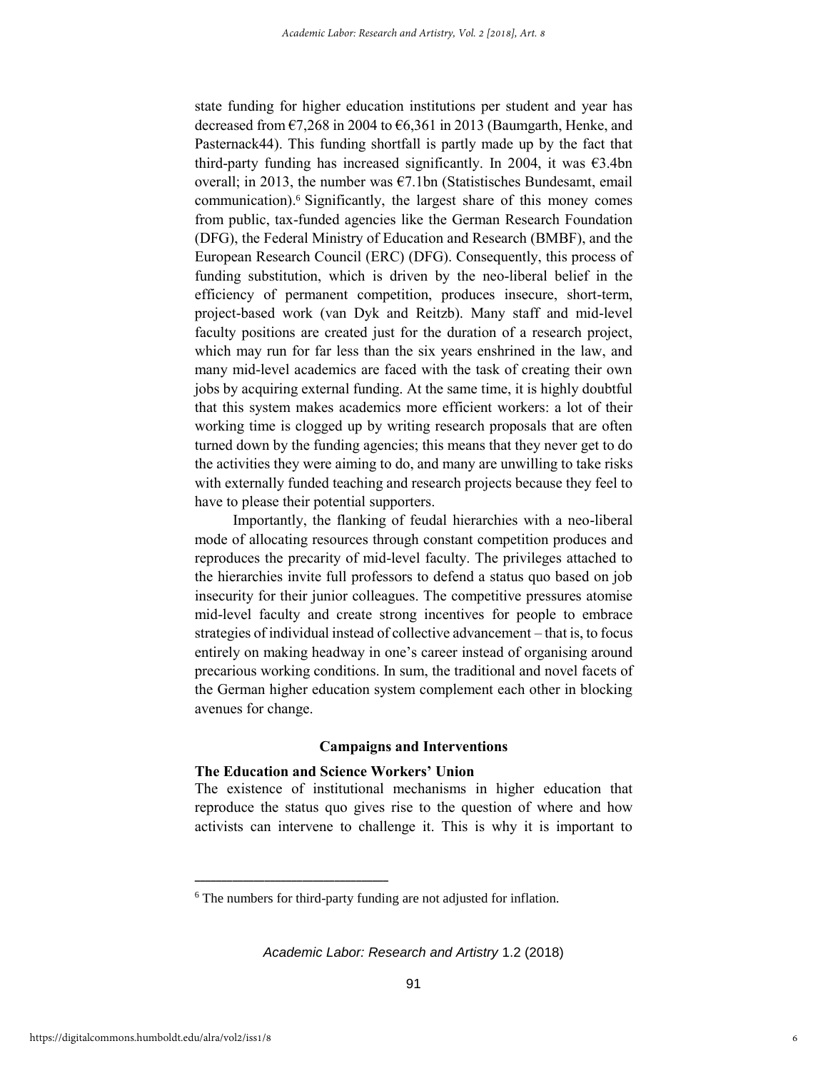state funding for higher education institutions per student and year has decreased from €7,268 in 2004 to €6,361 in 2013 (Baumgarth, Henke, and Pasternack44). This funding shortfall is partly made up by the fact that third-party funding has increased significantly. In 2004, it was €3.4bn overall; in 2013, the number was €7.1bn (Statistisches Bundesamt, email communication).[6] Significantly, the largest share of this money comes from public, tax-funded agencies like the German Research Foundation (DFG), the Federal Ministry of Education and Research (BMBF), and the European Research Council (ERC) (DFG). Consequently, this process of funding substitution, which is driven by the neo-liberal belief in the efficiency of permanent competition, produces insecure, short-term, project-based work (van Dyk and Reitzb). Many staff and mid-level faculty positions are created just for the duration of a research project, which may run for far less than the six years enshrined in the law, and many mid-level academics are faced with the task of creating their own jobs by acquiring external funding. At the same time, it is highly doubtful that this system makes academics more efficient workers: a lot of their working time is clogged up by writing research proposals that are often turned down by the funding agencies; this means that they never get to do the activities they were aiming to do, and many are unwilling to take risks with externally funded teaching and research projects because they feel to have to please their potential supporters.

Importantly, the flanking of feudal hierarchies with a neo-liberal mode of allocating resources through constant competition produces and reproduces the precarity of mid-level faculty. The privileges attached to the hierarchies invite full professors to defend a status quo based on job insecurity for their junior colleagues. The competitive pressures atomise mid-level faculty and create strong incentives for people to embrace strategies of individual instead of collective advancement – that is, to focus entirely on making headway in one's career instead of organising around precarious working conditions. In sum, the traditional and novel facets of the German higher education system complement each other in blocking avenues for change.

## Campaigns and Interventions

### The Education and Science Workers' Union

The existence of institutional mechanisms in higher education that reproduce the status quo gives rise to the question of where and how activists can intervene to challenge it. This is why it is important to

[6] The numbers for third-party funding are not adjusted for inflation.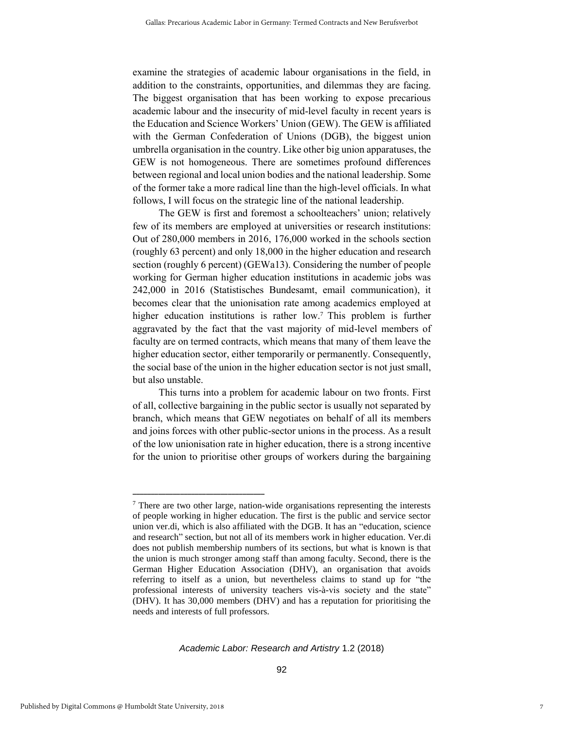examine the strategies of academic labour organisations in the field, in addition to the constraints, opportunities, and dilemmas they are facing. The biggest organisation that has been working to expose precarious academic labour and the insecurity of mid-level faculty in recent years is the Education and Science Workers' Union (GEW). The GEW is affiliated with the German Confederation of Unions (DGB), the biggest union umbrella organisation in the country. Like other big union apparatuses, the GEW is not homogeneous. There are sometimes profound differences between regional and local union bodies and the national leadership. Some of the former take a more radical line than the high-level officials. In what follows, I will focus on the strategic line of the national leadership.

The GEW is first and foremost a schoolteachers' union; relatively few of its members are employed at universities or research institutions: Out of 280,000 members in 2016, 176,000 worked in the schools section (roughly 63 percent) and only 18,000 in the higher education and research section (roughly 6 percent) (GEWa13). Considering the number of people working for German higher education institutions in academic jobs was 242,000 in 2016 (Statistisches Bundesamt, email communication), it becomes clear that the unionisation rate among academics employed at higher education institutions is rather low.[7] This problem is further aggravated by the fact that the vast majority of mid-level members of faculty are on termed contracts, which means that many of them leave the higher education sector, either temporarily or permanently. Consequently, the social base of the union in the higher education sector is not just small, but also unstable.

This turns into a problem for academic labour on two fronts. First of all, collective bargaining in the public sector is usually not separated by branch, which means that GEW negotiates on behalf of all its members and joins forces with other public-sector unions in the process. As a result of the low unionisation rate in higher education, there is a strong incentive for the union to prioritise other groups of workers during the bargaining

---

[7] There are two other large, nation-wide organisations representing the interests of people working in higher education. The first is the public and service sector union ver.di, which is also affiliated with the DGB. It has an "education, science and research" section, but not all of its members work in higher education. Ver.di does not publish membership numbers of its sections, but what is known is that the union is much stronger among staff than among faculty. Second, there is the German Higher Education Association (DHV), an organisation that avoids referring to itself as a union, but nevertheless claims to stand up for "the professional interests of university teachers vis-à-vis society and the state" (DHV). It has 30,000 members (DHV) and has a reputation for prioritising the needs and interests of full professors.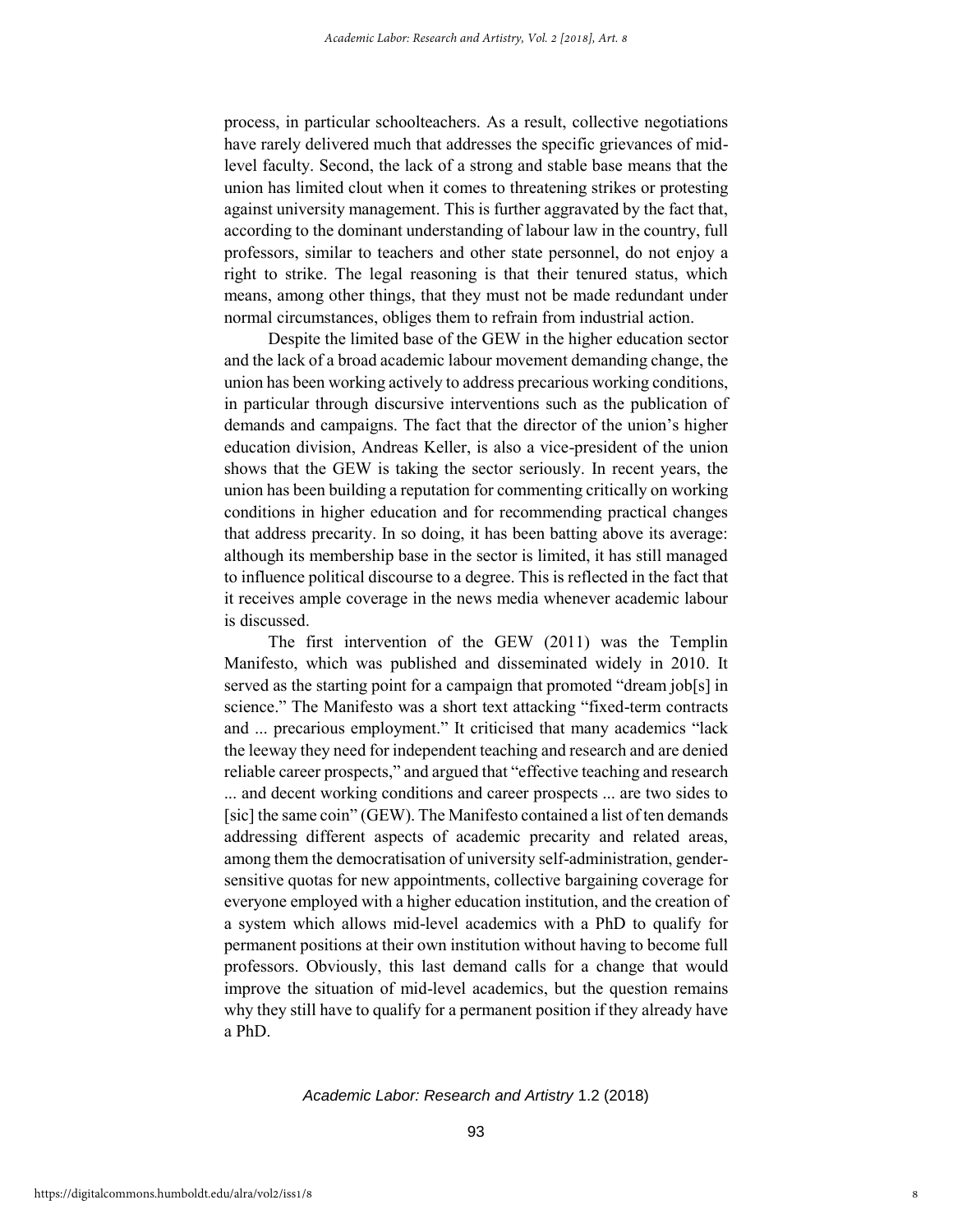process, in particular schoolteachers. As a result, collective negotiations have rarely delivered much that addresses the specific grievances of mid-level faculty. Second, the lack of a strong and stable base means that the union has limited clout when it comes to threatening strikes or protesting against university management. This is further aggravated by the fact that, according to the dominant understanding of labour law in the country, full professors, similar to teachers and other state personnel, do not enjoy a right to strike. The legal reasoning is that their tenured status, which means, among other things, that they must not be made redundant under normal circumstances, obliges them to refrain from industrial action.

Despite the limited base of the GEW in the higher education sector and the lack of a broad academic labour movement demanding change, the union has been working actively to address precarious working conditions, in particular through discursive interventions such as the publication of demands and campaigns. The fact that the director of the union's higher education division, Andreas Keller, is also a vice-president of the union shows that the GEW is taking the sector seriously. In recent years, the union has been building a reputation for commenting critically on working conditions in higher education and for recommending practical changes that address precarity. In so doing, it has been batting above its average: although its membership base in the sector is limited, it has still managed to influence political discourse to a degree. This is reflected in the fact that it receives ample coverage in the news media whenever academic labour is discussed.

The first intervention of the GEW (2011) was the Templin Manifesto, which was published and disseminated widely in 2010. It served as the starting point for a campaign that promoted "dream job[s] in science." The Manifesto was a short text attacking "fixed-term contracts and ... precarious employment." It criticised that many academics "lack the leeway they need for independent teaching and research and are denied reliable career prospects," and argued that "effective teaching and research ... and decent working conditions and career prospects ... are two sides to [sic] the same coin" (GEW). The Manifesto contained a list of ten demands addressing different aspects of academic precarity and related areas, among them the democratisation of university self-administration, gender-sensitive quotas for new appointments, collective bargaining coverage for everyone employed with a higher education institution, and the creation of a system which allows mid-level academics with a PhD to qualify for permanent positions at their own institution without having to become full professors. Obviously, this last demand calls for a change that would improve the situation of mid-level academics, but the question remains why they still have to qualify for a permanent position if they already have a PhD.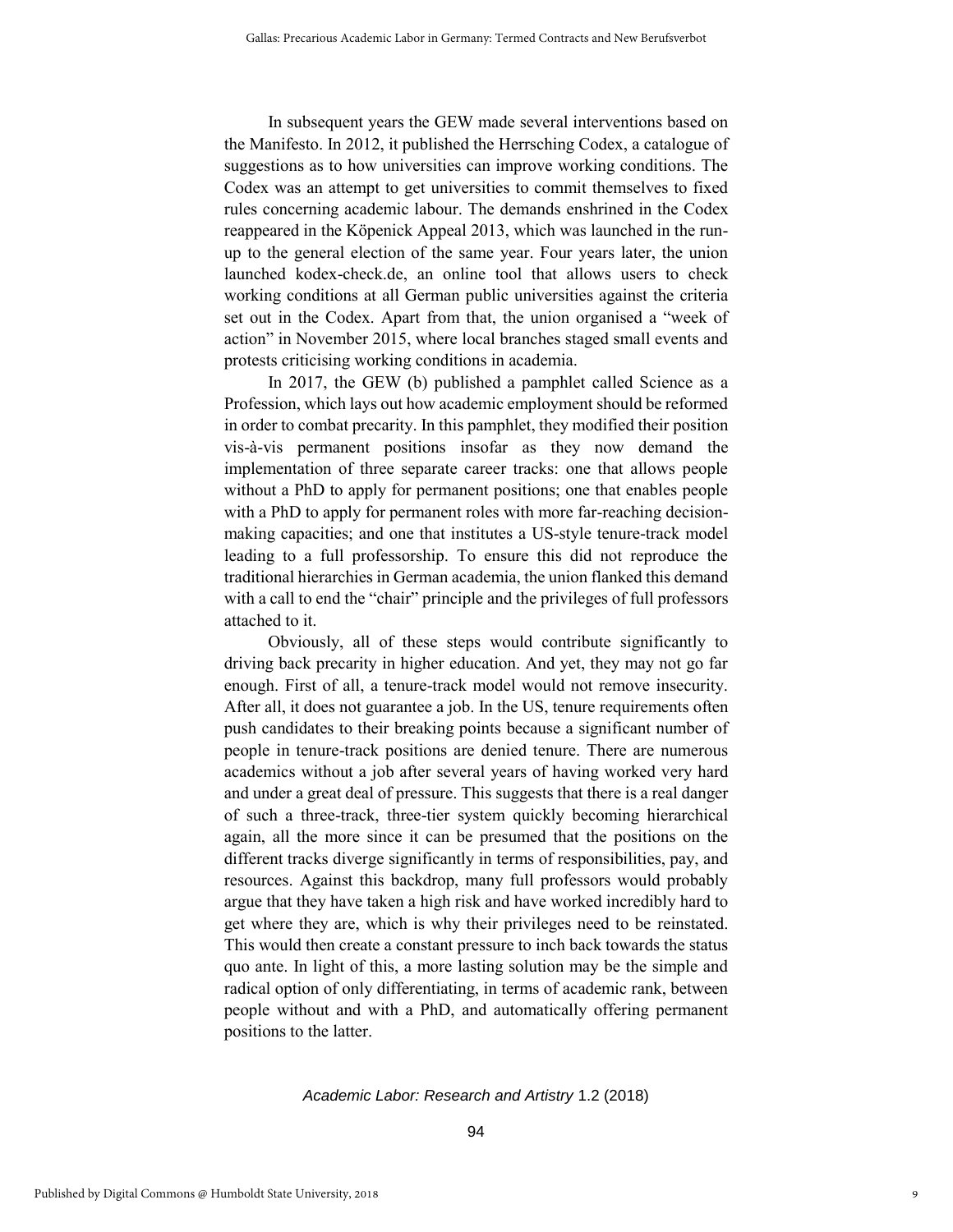In subsequent years the GEW made several interventions based on the Manifesto. In 2012, it published the Herrsching Codex, a catalogue of suggestions as to how universities can improve working conditions. The Codex was an attempt to get universities to commit themselves to fixed rules concerning academic labour. The demands enshrined in the Codex reappeared in the Köpenick Appeal 2013, which was launched in the run-up to the general election of the same year. Four years later, the union launched kodex-check.de, an online tool that allows users to check working conditions at all German public universities against the criteria set out in the Codex. Apart from that, the union organised a "week of action" in November 2015, where local branches staged small events and protests criticising working conditions in academia.

In 2017, the GEW (b) published a pamphlet called Science as a Profession, which lays out how academic employment should be reformed in order to combat precarity. In this pamphlet, they modified their position vis-à-vis permanent positions insofar as they now demand the implementation of three separate career tracks: one that allows people without a PhD to apply for permanent positions; one that enables people with a PhD to apply for permanent roles with more far-reaching decision-making capacities; and one that institutes a US-style tenure-track model leading to a full professorship. To ensure this did not reproduce the traditional hierarchies in German academia, the union flanked this demand with a call to end the "chair" principle and the privileges of full professors attached to it.

Obviously, all of these steps would contribute significantly to driving back precarity in higher education. And yet, they may not go far enough. First of all, a tenure-track model would not remove insecurity. After all, it does not guarantee a job. In the US, tenure requirements often push candidates to their breaking points because a significant number of people in tenure-track positions are denied tenure. There are numerous academics without a job after several years of having worked very hard and under a great deal of pressure. This suggests that there is a real danger of such a three-track, three-tier system quickly becoming hierarchical again, all the more since it can be presumed that the positions on the different tracks diverge significantly in terms of responsibilities, pay, and resources. Against this backdrop, many full professors would probably argue that they have taken a high risk and have worked incredibly hard to get where they are, which is why their privileges need to be reinstated. This would then create a constant pressure to inch back towards the status quo ante. In light of this, a more lasting solution may be the simple and radical option of only differentiating, in terms of academic rank, between people without and with a PhD, and automatically offering permanent positions to the latter.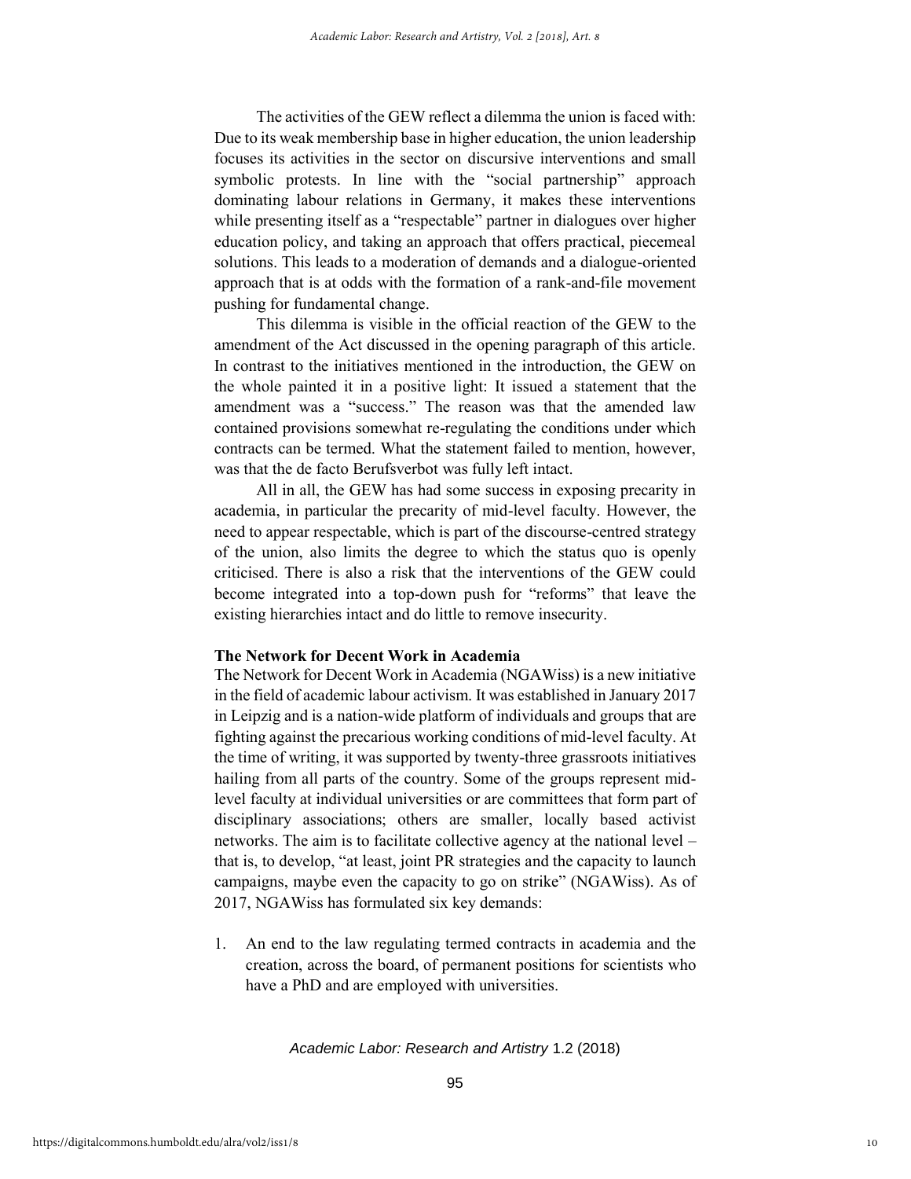The activities of the GEW reflect a dilemma the union is faced with: Due to its weak membership base in higher education, the union leadership focuses its activities in the sector on discursive interventions and small symbolic protests. In line with the "social partnership" approach dominating labour relations in Germany, it makes these interventions while presenting itself as a "respectable" partner in dialogues over higher education policy, and taking an approach that offers practical, piecemeal solutions. This leads to a moderation of demands and a dialogue-oriented approach that is at odds with the formation of a rank-and-file movement pushing for fundamental change.

This dilemma is visible in the official reaction of the GEW to the amendment of the Act discussed in the opening paragraph of this article. In contrast to the initiatives mentioned in the introduction, the GEW on the whole painted it in a positive light: It issued a statement that the amendment was a "success." The reason was that the amended law contained provisions somewhat re-regulating the conditions under which contracts can be termed. What the statement failed to mention, however, was that the de facto Berufsverbot was fully left intact.

All in all, the GEW has had some success in exposing precarity in academia, in particular the precarity of mid-level faculty. However, the need to appear respectable, which is part of the discourse-centred strategy of the union, also limits the degree to which the status quo is openly criticised. There is also a risk that the interventions of the GEW could become integrated into a top-down push for "reforms" that leave the existing hierarchies intact and do little to remove insecurity.

## The Network for Decent Work in Academia

The Network for Decent Work in Academia (NGAWiss) is a new initiative in the field of academic labour activism. It was established in January 2017 in Leipzig and is a nation-wide platform of individuals and groups that are fighting against the precarious working conditions of mid-level faculty. At the time of writing, it was supported by twenty-three grassroots initiatives hailing from all parts of the country. Some of the groups represent mid-level faculty at individual universities or are committees that form part of disciplinary associations; others are smaller, locally based activist networks. The aim is to facilitate collective agency at the national level – that is, to develop, "at least, joint PR strategies and the capacity to launch campaigns, maybe even the capacity to go on strike" (NGAWiss). As of 2017, NGAWiss has formulated six key demands:

1. An end to the law regulating termed contracts in academia and the creation, across the board, of permanent positions for scientists who have a PhD and are employed with universities.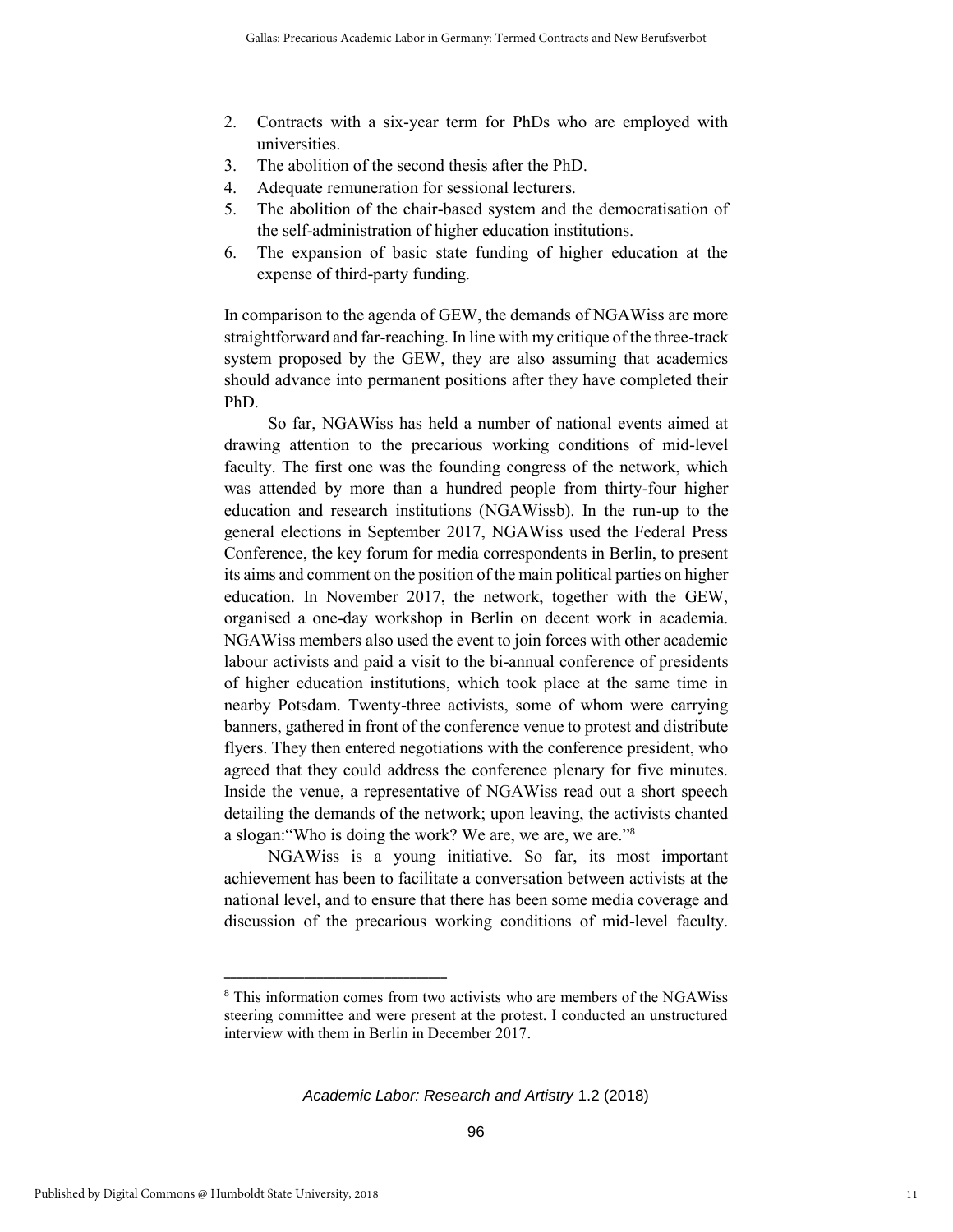2. Contracts with a six-year term for PhDs who are employed with universities.
3. The abolition of the second thesis after the PhD.
4. Adequate remuneration for sessional lecturers.
5. The abolition of the chair-based system and the democratisation of the self-administration of higher education institutions.
6. The expansion of basic state funding of higher education at the expense of third-party funding.

In comparison to the agenda of GEW, the demands of NGAWiss are more straightforward and far-reaching. In line with my critique of the three-track system proposed by the GEW, they are also assuming that academics should advance into permanent positions after they have completed their PhD.

So far, NGAWiss has held a number of national events aimed at drawing attention to the precarious working conditions of mid-level faculty. The first one was the founding congress of the network, which was attended by more than a hundred people from thirty-four higher education and research institutions (NGAWissb). In the run-up to the general elections in September 2017, NGAWiss used the Federal Press Conference, the key forum for media correspondents in Berlin, to present its aims and comment on the position of the main political parties on higher education. In November 2017, the network, together with the GEW, organised a one-day workshop in Berlin on decent work in academia. NGAWiss members also used the event to join forces with other academic labour activists and paid a visit to the bi-annual conference of presidents of higher education institutions, which took place at the same time in nearby Potsdam. Twenty-three activists, some of whom were carrying banners, gathered in front of the conference venue to protest and distribute flyers. They then entered negotiations with the conference president, who agreed that they could address the conference plenary for five minutes. Inside the venue, a representative of NGAWiss read out a short speech detailing the demands of the network; upon leaving, the activists chanted a slogan:"Who is doing the work? We are, we are, we are."[8]

NGAWiss is a young initiative. So far, its most important achievement has been to facilitate a conversation between activists at the national level, and to ensure that there has been some media coverage and discussion of the precarious working conditions of mid-level faculty.

---

[8] This information comes from two activists who are members of the NGAWiss steering committee and were present at the protest. I conducted an unstructured interview with them in Berlin in December 2017.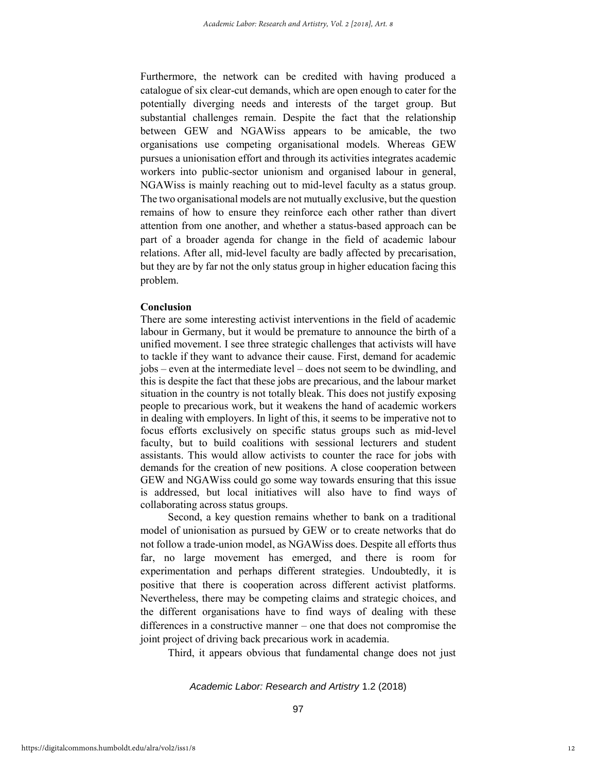Furthermore, the network can be credited with having produced a catalogue of six clear-cut demands, which are open enough to cater for the potentially diverging needs and interests of the target group. But substantial challenges remain. Despite the fact that the relationship between GEW and NGAWiss appears to be amicable, the two organisations use competing organisational models. Whereas GEW pursues a unionisation effort and through its activities integrates academic workers into public-sector unionism and organised labour in general, NGAWiss is mainly reaching out to mid-level faculty as a status group. The two organisational models are not mutually exclusive, but the question remains of how to ensure they reinforce each other rather than divert attention from one another, and whether a status-based approach can be part of a broader agenda for change in the field of academic labour relations. After all, mid-level faculty are badly affected by precarisation, but they are by far not the only status group in higher education facing this problem.

**Conclusion**

There are some interesting activist interventions in the field of academic labour in Germany, but it would be premature to announce the birth of a unified movement. I see three strategic challenges that activists will have to tackle if they want to advance their cause. First, demand for academic jobs – even at the intermediate level – does not seem to be dwindling, and this is despite the fact that these jobs are precarious, and the labour market situation in the country is not totally bleak. This does not justify exposing people to precarious work, but it weakens the hand of academic workers in dealing with employers. In light of this, it seems to be imperative not to focus efforts exclusively on specific status groups such as mid-level faculty, but to build coalitions with sessional lecturers and student assistants. This would allow activists to counter the race for jobs with demands for the creation of new positions. A close cooperation between GEW and NGAWiss could go some way towards ensuring that this issue is addressed, but local initiatives will also have to find ways of collaborating across status groups.

Second, a key question remains whether to bank on a traditional model of unionisation as pursued by GEW or to create networks that do not follow a trade-union model, as NGAWiss does. Despite all efforts thus far, no large movement has emerged, and there is room for experimentation and perhaps different strategies. Undoubtedly, it is positive that there is cooperation across different activist platforms. Nevertheless, there may be competing claims and strategic choices, and the different organisations have to find ways of dealing with these differences in a constructive manner – one that does not compromise the joint project of driving back precarious work in academia.

Third, it appears obvious that fundamental change does not just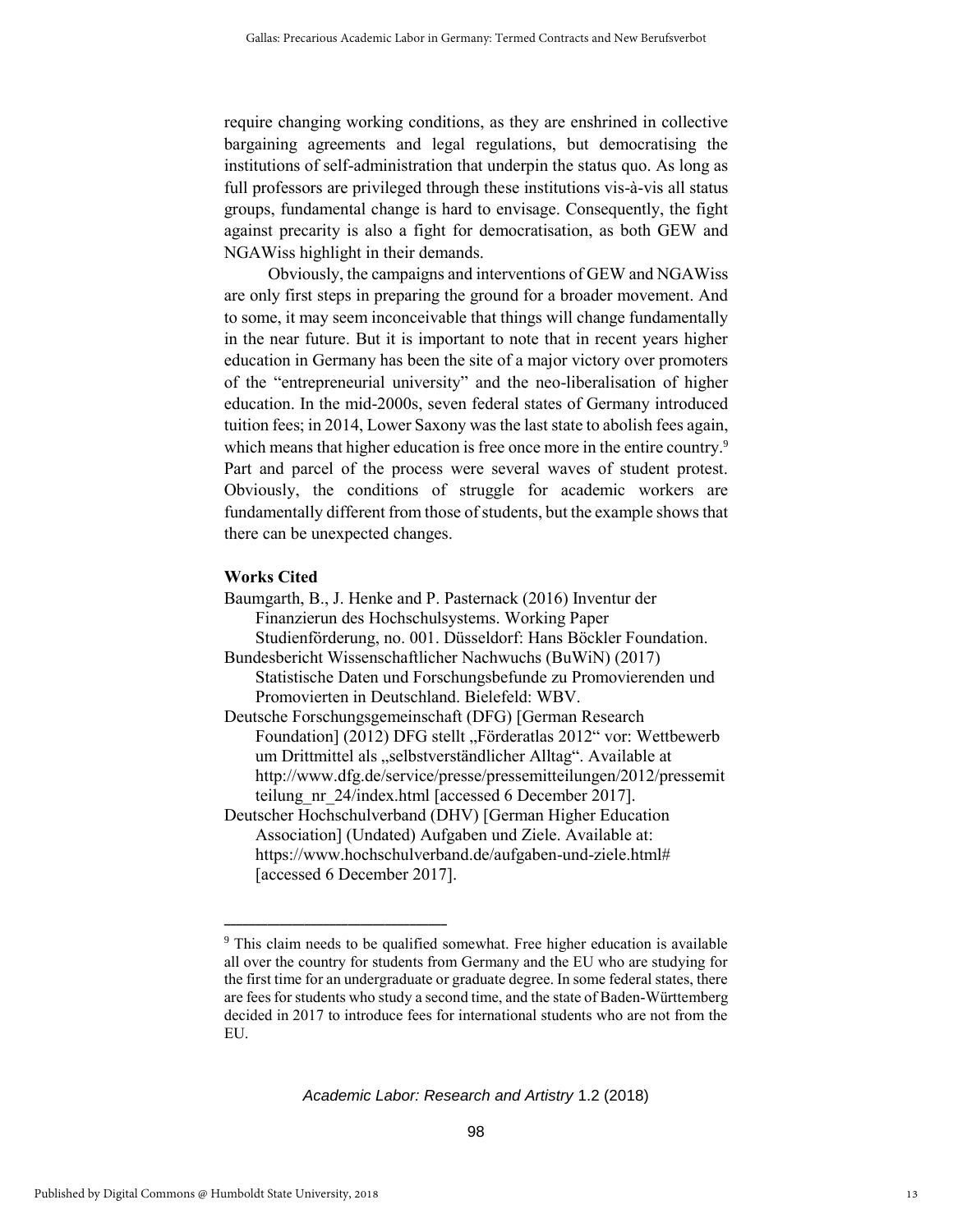require changing working conditions, as they are enshrined in collective bargaining agreements and legal regulations, but democratising the institutions of self-administration that underpin the status quo. As long as full professors are privileged through these institutions vis-à-vis all status groups, fundamental change is hard to envisage. Consequently, the fight against precarity is also a fight for democratisation, as both GEW and NGAWiss highlight in their demands.

Obviously, the campaigns and interventions of GEW and NGAWiss are only first steps in preparing the ground for a broader movement. And to some, it may seem inconceivable that things will change fundamentally in the near future. But it is important to note that in recent years higher education in Germany has been the site of a major victory over promoters of the "entrepreneurial university" and the neo-liberalisation of higher education. In the mid-2000s, seven federal states of Germany introduced tuition fees; in 2014, Lower Saxony was the last state to abolish fees again, which means that higher education is free once more in the entire country.[9] Part and parcel of the process were several waves of student protest. Obviously, the conditions of struggle for academic workers are fundamentally different from those of students, but the example shows that there can be unexpected changes.

**Works Cited**

Baumgarth, B., J. Henke and P. Pasternack (2016) Inventur der Finanzierun des Hochschulsystems. Working Paper Studienförderung, no. 001. Düsseldorf: Hans Böckler Foundation.

Bundesbericht Wissenschaftlicher Nachwuchs (BuWiN) (2017) Statistische Daten und Forschungsbefunde zu Promovierenden und Promovierten in Deutschland. Bielefeld: WBV.

Deutsche Forschungsgemeinschaft (DFG) [German Research Foundation] (2012) DFG stellt „Förderatlas 2012" vor: Wettbewerb um Drittmittel als „selbstverständlicher Alltag". Available at http://www.dfg.de/service/presse/pressemitteilungen/2012/pressemitteilung_nr_24/index.html [accessed 6 December 2017].

Deutscher Hochschulverband (DHV) [German Higher Education Association] (Undated) Aufgaben und Ziele. Available at: https://www.hochschulverband.de/aufgaben-und-ziele.html# [accessed 6 December 2017].

---

[9] This claim needs to be qualified somewhat. Free higher education is available all over the country for students from Germany and the EU who are studying for the first time for an undergraduate or graduate degree. In some federal states, there are fees for students who study a second time, and the state of Baden-Württemberg decided in 2017 to introduce fees for international students who are not from the EU.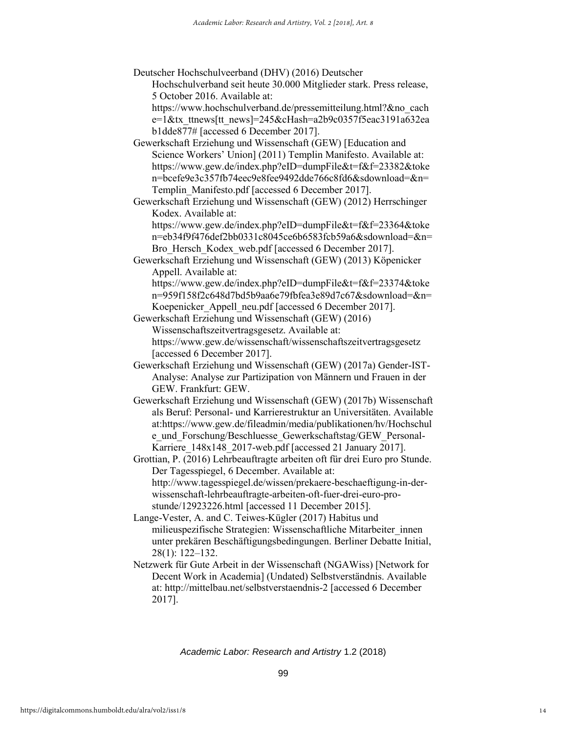Deutscher Hochschulveerband (DHV) (2016) Deutscher Hochschulverband seit heute 30.000 Mitglieder stark. Press release, 5 October 2016. Available at: https://www.hochschulverband.de/pressemitteilung.html?&no_cache=1&tx_ttnews[tt_news]=245&cHash=a2b9c0357f5eac3191a632eab1dde877# [accessed 6 December 2017].

Gewerkschaft Erziehung und Wissenschaft (GEW) [Education and Science Workers' Union] (2011) Templin Manifesto. Available at: https://www.gew.de/index.php?eID=dumpFile&t=f&f=23382&token=bcefe9e3c357fb74eec9e8fee9492dde766c8fd6&sdownload=&n=Templin_Manifesto.pdf [accessed 6 December 2017].

Gewerkschaft Erziehung und Wissenschaft (GEW) (2012) Herrschinger Kodex. Available at: https://www.gew.de/index.php?eID=dumpFile&t=f&f=23364&token=eb34f9f476def2bb0331c8045ce6b6583fcb59a6&sdownload=&n=Bro_Hersch_Kodex_web.pdf [accessed 6 December 2017].

Gewerkschaft Erziehung und Wissenschaft (GEW) (2013) Köpenicker Appell. Available at: https://www.gew.de/index.php?eID=dumpFile&t=f&f=23374&token=959f158f2c648d7bd5b9aa6e79fbfea3e89d7c67&sdownload=&n=Koepenicker_Appell_neu.pdf [accessed 6 December 2017].

Gewerkschaft Erziehung und Wissenschaft (GEW) (2016) Wissenschaftszeitvertragsgesetz. Available at: https://www.gew.de/wissenschaft/wissenschaftszeitvertragsgesetz [accessed 6 December 2017].

Gewerkschaft Erziehung und Wissenschaft (GEW) (2017a) Gender-IST-Analyse: Analyse zur Partizipation von Männern und Frauen in der GEW. Frankfurt: GEW.

Gewerkschaft Erziehung und Wissenschaft (GEW) (2017b) Wissenschaft als Beruf: Personal- und Karrierestruktur an Universitäten. Available at:https://www.gew.de/fileadmin/media/publikationen/hv/Hochschule_und_Forschung/Beschluesse_Gewerkschaftstag/GEW_Personal-Karriere_148x148_2017-web.pdf [accessed 21 January 2017].

Grottian, P. (2016) Lehrbeauftragte arbeiten oft für drei Euro pro Stunde. Der Tagesspiegel, 6 December. Available at: http://www.tagesspiegel.de/wissen/prekaere-beschaeftigung-in-der-wissenschaft-lehrbeauftragte-arbeiten-oft-fuer-drei-euro-pro-stunde/12923226.html [accessed 11 December 2015].

Lange-Vester, A. and C. Teiwes-Kügler (2017) Habitus und milieuspezifische Strategien: Wissenschaftliche Mitarbeiter_innen unter prekären Beschäftigungsbedingungen. Berliner Debatte Initial, 28(1): 122–132.

Netzwerk für Gute Arbeit in der Wissenschaft (NGAWiss) [Network for Decent Work in Academia] (Undated) Selbstverständnis. Available at: http://mittelbau.net/selbstverstaendnis-2 [accessed 6 December 2017].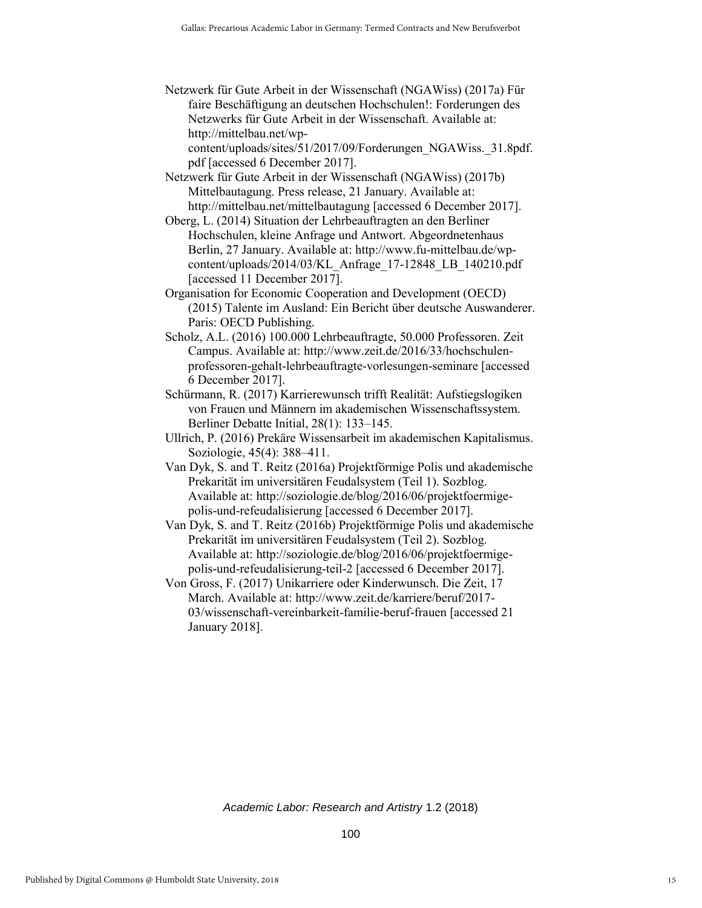Netzwerk für Gute Arbeit in der Wissenschaft (NGAWiss) (2017a) Für faire Beschäftigung an deutschen Hochschulen!: Forderungen des Netzwerks für Gute Arbeit in der Wissenschaft. Available at: http://mittelbau.net/wp-content/uploads/sites/51/2017/09/Forderungen_NGAWiss._31.8pdf.pdf [accessed 6 December 2017].

Netzwerk für Gute Arbeit in der Wissenschaft (NGAWiss) (2017b) Mittelbautagung. Press release, 21 January. Available at: http://mittelbau.net/mittelbautagung [accessed 6 December 2017].

Oberg, L. (2014) Situation der Lehrbeauftragten an den Berliner Hochschulen, kleine Anfrage und Antwort. Abgeordnetenhaus Berlin, 27 January. Available at: http://www.fu-mittelbau.de/wp-content/uploads/2014/03/KL_Anfrage_17-12848_LB_140210.pdf [accessed 11 December 2017].

Organisation for Economic Cooperation and Development (OECD) (2015) Talente im Ausland: Ein Bericht über deutsche Auswanderer. Paris: OECD Publishing.

Scholz, A.L. (2016) 100.000 Lehrbeauftragte, 50.000 Professoren. Zeit Campus. Available at: http://www.zeit.de/2016/33/hochschulen-professoren-gehalt-lehrbeauftragte-vorlesungen-seminare [accessed 6 December 2017].

Schürmann, R. (2017) Karrierewunsch trifft Realität: Aufstiegslogiken von Frauen und Männern im akademischen Wissenschaftssystem. Berliner Debatte Initial, 28(1): 133–145.

Ullrich, P. (2016) Prekäre Wissensarbeit im akademischen Kapitalismus. Soziologie, 45(4): 388–411.

Van Dyk, S. and T. Reitz (2016a) Projektförmige Polis und akademische Prekarität im universitären Feudalsystem (Teil 1). Sozblog. Available at: http://soziologie.de/blog/2016/06/projektfoermige-polis-und-refeudalisierung [accessed 6 December 2017].

Van Dyk, S. and T. Reitz (2016b) Projektförmige Polis und akademische Prekarität im universitären Feudalsystem (Teil 2). Sozblog. Available at: http://soziologie.de/blog/2016/06/projektfoermige-polis-und-refeudalisierung-teil-2 [accessed 6 December 2017].

Von Gross, F. (2017) Unikarriere oder Kinderwunsch. Die Zeit, 17 March. Available at: http://www.zeit.de/karriere/beruf/2017-03/wissenschaft-vereinbarkeit-familie-beruf-frauen [accessed 21 January 2018].